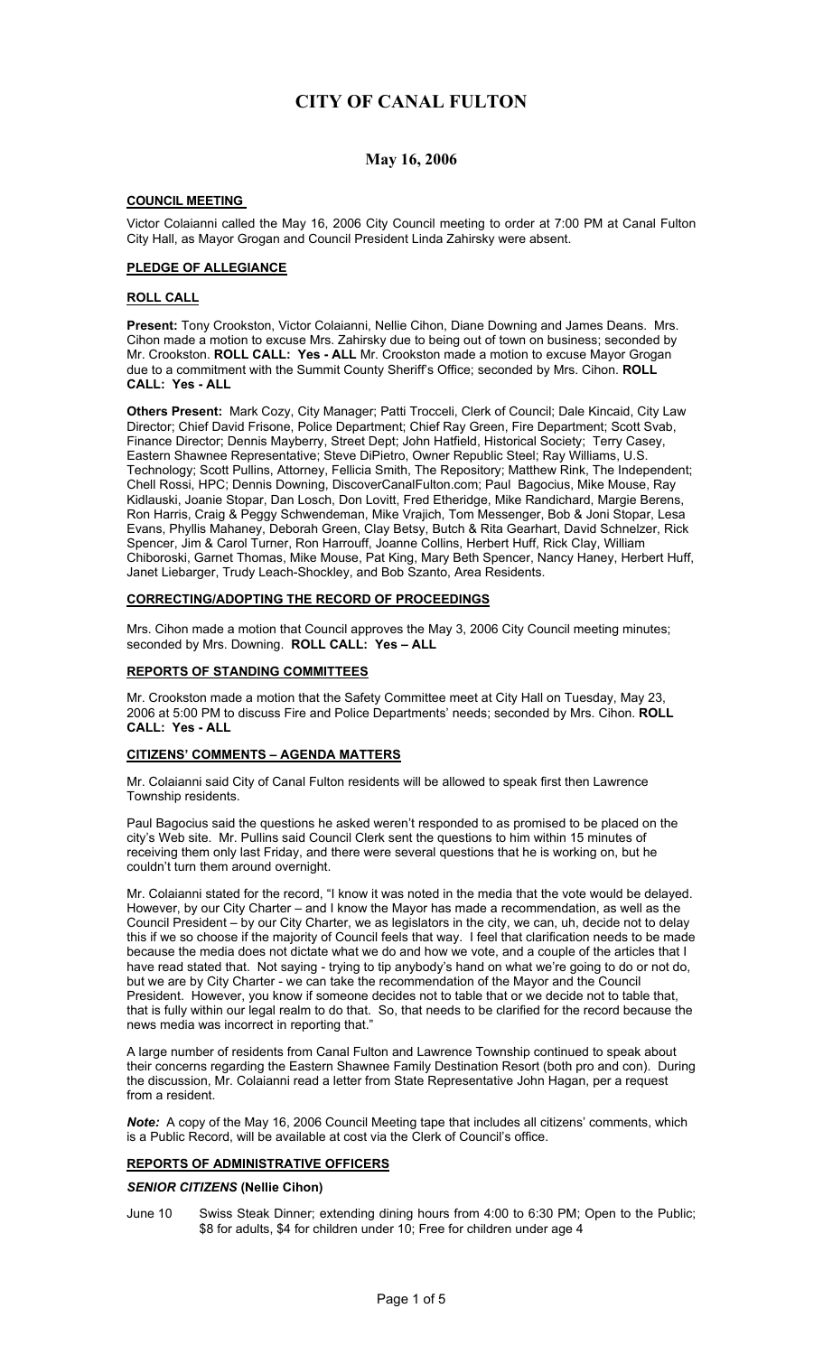# CITY OF CANAL FULTON

## May 16, 2006

### COUNCIL MEETING

Victor Colaianni called the May 16, 2006 City Council meeting to order at 7:00 PM at Canal Fulton City Hall, as Mayor Grogan and Council President Linda Zahirsky were absent.

### PLEDGE OF ALLEGIANCE

### ROLL CALL

**Present:** Tony Crookston, Victor Colaianni, Nellie Cihon, Diane Downing and James Deans. Mrs. Cihon made a motion to excuse Mrs. Zahirsky due to being out of town on business; seconded by Mr. Crookston. **ROLL CALL: Yes - ALL** Mr. Crookston made a motion to excuse Mayor Grogan due to a commitment with the Summit County Sheriff's Office; seconded by Mrs. Cihon. **ROLL CALL: Yes - ALL**

**Others Present:** Mark Cozy, City Manager; Patti Trocceli, Clerk of Council; Dale Kincaid, City Law Director; Chief David Frisone, Police Department; Chief Ray Green, Fire Department; Scott Svab, Finance Director; Dennis Mayberry, Street Dept; John Hatfield, Historical Society; Terry Casey, Eastern Shawnee Representative; Steve DiPietro, Owner Republic Steel; Ray Williams, U.S. Technology; Scott Pullins, Attorney, Fellicia Smith, The Repository; Matthew Rink, The Independent; Chell Rossi, HPC; Dennis Downing, DiscoverCanalFulton.com; Paul Bagocius, Mike Mouse, Ray Kidlauski, Joanie Stopar, Dan Losch, Don Lovitt, Fred Etheridge, Mike Randichard, Margie Berens, Ron Harris, Craig & Peggy Schwendeman, Mike Vrajich, Tom Messenger, Bob & Joni Stopar, Lesa Evans, Phyllis Mahaney, Deborah Green, Clay Betsy, Butch & Rita Gearhart, David Schnelzer, Rick Spencer, Jim & Carol Turner, Ron Harrouff, Joanne Collins, Herbert Huff, Rick Clay, William Chiboroski, Garnet Thomas, Mike Mouse, Pat King, Mary Beth Spencer, Nancy Haney, Herbert Huff, Janet Liebarger, Trudy Leach-Shockley, and Bob Szanto, Area Residents.

### CORRECTING/ADOPTING THE RECORD OF PROCEEDINGS

Mrs. Cihon made a motion that Council approves the May 3, 2006 City Council meeting minutes; seconded by Mrs. Downing. **ROLL CALL: Yes – ALL**

### REPORTS OF STANDING COMMITTEES

Mr. Crookston made a motion that the Safety Committee meet at City Hall on Tuesday, May 23, 2006 at 5:00 PM to discuss Fire and Police Departments' needs; seconded by Mrs. Cihon. **ROLL CALL: Yes - ALL**

### CITIZENS' COMMENTS – AGENDA MATTERS

Mr. Colaianni said City of Canal Fulton residents will be allowed to speak first then Lawrence Township residents.

Paul Bagocius said the questions he asked weren't responded to as promised to be placed on the city's Web site. Mr. Pullins said Council Clerk sent the questions to him within 15 minutes of receiving them only last Friday, and there were several questions that he is working on, but he couldn't turn them around overnight.

Mr. Colaianni stated for the record, "I know it was noted in the media that the vote would be delayed. However, by our City Charter – and I know the Mayor has made a recommendation, as well as the Council President – by our City Charter, we as legislators in the city, we can, uh, decide not to delay this if we so choose if the majority of Council feels that way. I feel that clarification needs to be made because the media does not dictate what we do and how we vote, and a couple of the articles that I have read stated that. Not saying - trying to tip anybody's hand on what we're going to do or not do, but we are by City Charter - we can take the recommendation of the Mayor and the Council President. However, you know if someone decides not to table that or we decide not to table that, that is fully within our legal realm to do that. So, that needs to be clarified for the record because the news media was incorrect in reporting that."

A large number of residents from Canal Fulton and Lawrence Township continued to speak about their concerns regarding the Eastern Shawnee Family Destination Resort (both pro and con). During the discussion, Mr. Colaianni read a letter from State Representative John Hagan, per a request from a resident.

***Note:*** A copy of the May 16, 2006 Council Meeting tape that includes all citizens' comments, which is a Public Record, will be available at cost via the Clerk of Council's office.

### REPORTS OF ADMINISTRATIVE OFFICERS

#### *SENIOR CITIZENS* (Nellie Cihon)

June 10 Swiss Steak Dinner; extending dining hours from 4:00 to 6:30 PM; Open to the Public; $8 for adults, $4 for children under 10; Free for children under age 4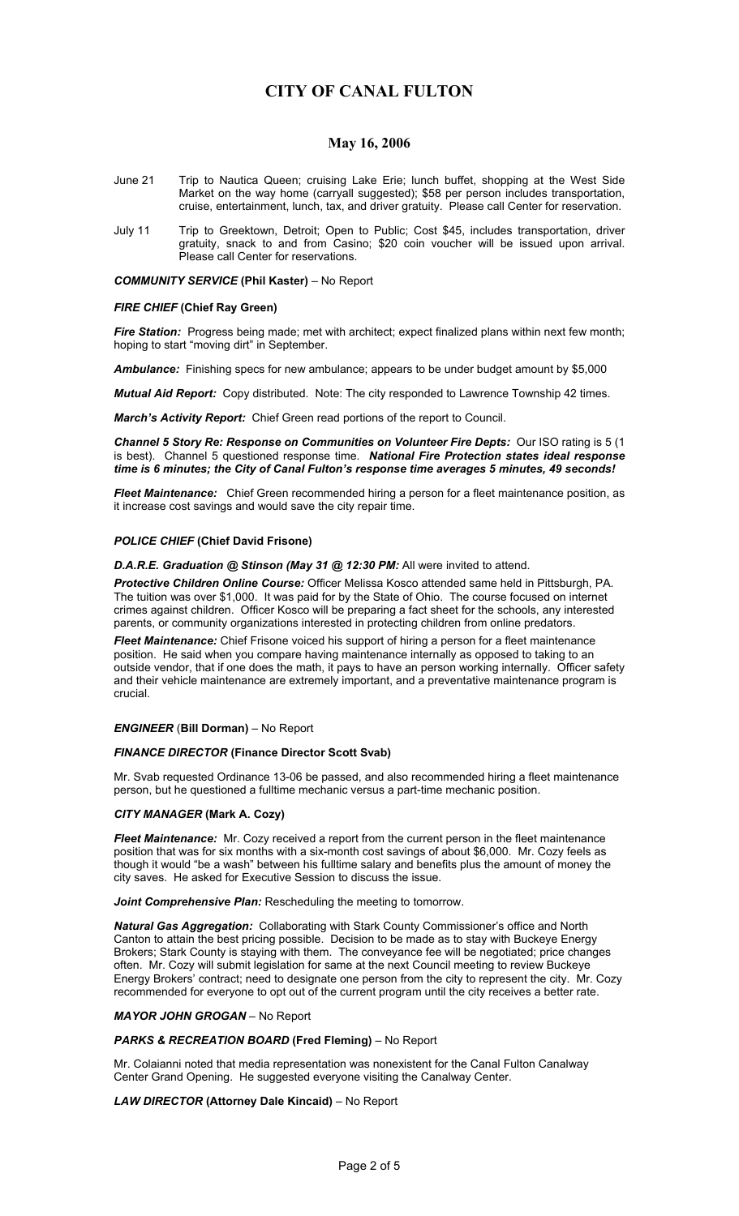# CITY OF CANAL FULTON

## May 16, 2006

June 21 Trip to Nautica Queen; cruising Lake Erie; lunch buffet, shopping at the West Side Market on the way home (carryall suggested); $58 per person includes transportation, cruise, entertainment, lunch, tax, and driver gratuity. Please call Center for reservation.

July 11 Trip to Greektown, Detroit; Open to Public; Cost $45, includes transportation, driver gratuity, snack to and from Casino; $20 coin voucher will be issued upon arrival. Please call Center for reservations.

***COMMUNITY SERVICE* (Phil Kaster)** – No Report

***FIRE CHIEF* (Chief Ray Green)**

***Fire Station:*** Progress being made; met with architect; expect finalized plans within next few month; hoping to start "moving dirt" in September.

***Ambulance:*** Finishing specs for new ambulance; appears to be under budget amount by $5,000

***Mutual Aid Report:*** Copy distributed. Note: The city responded to Lawrence Township 42 times.

***March's Activity Report:*** Chief Green read portions of the report to Council.

***Channel 5 Story Re: Response on Communities on Volunteer Fire Depts:*** Our ISO rating is 5 (1 is best). Channel 5 questioned response time. ***National Fire Protection states ideal response time is 6 minutes; the City of Canal Fulton's response time averages 5 minutes, 49 seconds!***

***Fleet Maintenance:*** Chief Green recommended hiring a person for a fleet maintenance position, as it increase cost savings and would save the city repair time.

***POLICE CHIEF* (Chief David Frisone)**

***D.A.R.E. Graduation @ Stinson (May 31 @ 12:30 PM:*** All were invited to attend.

***Protective Children Online Course:*** Officer Melissa Kosco attended same held in Pittsburgh, PA. The tuition was over $1,000. It was paid for by the State of Ohio. The course focused on internet crimes against children. Officer Kosco will be preparing a fact sheet for the schools, any interested parents, or community organizations interested in protecting children from online predators.

***Fleet Maintenance:*** Chief Frisone voiced his support of hiring a person for a fleet maintenance position. He said when you compare having maintenance internally as opposed to taking to an outside vendor, that if one does the math, it pays to have an person working internally. Officer safety and their vehicle maintenance are extremely important, and a preventative maintenance program is crucial.

***ENGINEER* (Bill Dorman)** – No Report

***FINANCE DIRECTOR* (Finance Director Scott Svab)**

Mr. Svab requested Ordinance 13-06 be passed, and also recommended hiring a fleet maintenance person, but he questioned a fulltime mechanic versus a part-time mechanic position.

***CITY MANAGER* (Mark A. Cozy)**

***Fleet Maintenance:*** Mr. Cozy received a report from the current person in the fleet maintenance position that was for six months with a six-month cost savings of about $6,000. Mr. Cozy feels as though it would "be a wash" between his fulltime salary and benefits plus the amount of money the city saves. He asked for Executive Session to discuss the issue.

***Joint Comprehensive Plan:*** Rescheduling the meeting to tomorrow.

***Natural Gas Aggregation:*** Collaborating with Stark County Commissioner's office and North Canton to attain the best pricing possible. Decision to be made as to stay with Buckeye Energy Brokers; Stark County is staying with them. The conveyance fee will be negotiated; price changes often. Mr. Cozy will submit legislation for same at the next Council meeting to review Buckeye Energy Brokers' contract; need to designate one person from the city to represent the city. Mr. Cozy recommended for everyone to opt out of the current program until the city receives a better rate.

***MAYOR JOHN GROGAN*** – No Report

***PARKS & RECREATION BOARD* (Fred Fleming)** – No Report

Mr. Colaianni noted that media representation was nonexistent for the Canal Fulton Canalway Center Grand Opening. He suggested everyone visiting the Canalway Center.

***LAW DIRECTOR* (Attorney Dale Kincaid)** – No Report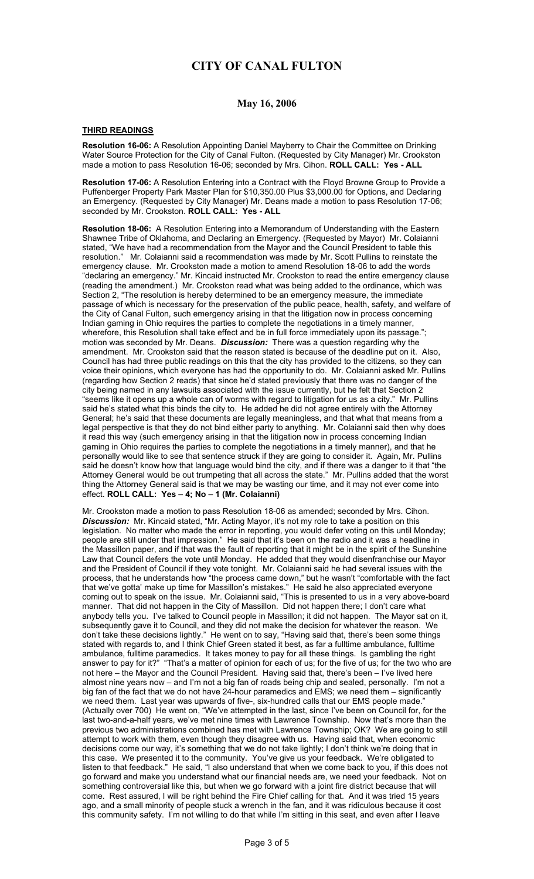# CITY OF CANAL FULTON

## May 16, 2006

### THIRD READINGS

**Resolution 16-06:** A Resolution Appointing Daniel Mayberry to Chair the Committee on Drinking Water Source Protection for the City of Canal Fulton. (Requested by City Manager) Mr. Crookston made a motion to pass Resolution 16-06; seconded by Mrs. Cihon. **ROLL CALL: Yes - ALL**

**Resolution 17-06:** A Resolution Entering into a Contract with the Floyd Browne Group to Provide a Puffenberger Property Park Master Plan for $10,350.00 Plus $3,000.00 for Options, and Declaring an Emergency. (Requested by City Manager) Mr. Deans made a motion to pass Resolution 17-06; seconded by Mr. Crookston. **ROLL CALL: Yes - ALL**

**Resolution 18-06:** A Resolution Entering into a Memorandum of Understanding with the Eastern Shawnee Tribe of Oklahoma, and Declaring an Emergency. (Requested by Mayor) Mr. Colaianni stated, "We have had a recommendation from the Mayor and the Council President to table this resolution." Mr. Colaianni said a recommendation was made by Mr. Scott Pullins to reinstate the emergency clause. Mr. Crookston made a motion to amend Resolution 18-06 to add the words "declaring an emergency." Mr. Kincaid instructed Mr. Crookston to read the entire emergency clause (reading the amendment.) Mr. Crookston read what was being added to the ordinance, which was Section 2, "The resolution is hereby determined to be an emergency measure, the immediate passage of which is necessary for the preservation of the public peace, health, safety, and welfare of the City of Canal Fulton, such emergency arising in that the litigation now in process concerning Indian gaming in Ohio requires the parties to complete the negotiations in a timely manner, wherefore, this Resolution shall take effect and be in full force immediately upon its passage."; motion was seconded by Mr. Deans. ***Discussion:*** There was a question regarding why the amendment. Mr. Crookston said that the reason stated is because of the deadline put on it. Also, Council has had three public readings on this that the city has provided to the citizens, so they can voice their opinions, which everyone has had the opportunity to do. Mr. Colaianni asked Mr. Pullins (regarding how Section 2 reads) that since he'd stated previously that there was no danger of the city being named in any lawsuits associated with the issue currently, but he felt that Section 2 "seems like it opens up a whole can of worms with regard to litigation for us as a city." Mr. Pullins said he's stated what this binds the city to. He added he did not agree entirely with the Attorney General; he's said that these documents are legally meaningless, and that what that means from a legal perspective is that they do not bind either party to anything. Mr. Colaianni said then why does it read this way (such emergency arising in that the litigation now in process concerning Indian gaming in Ohio requires the parties to complete the negotiations in a timely manner), and that he personally would like to see that sentence struck if they are going to consider it. Again, Mr. Pullins said he doesn't know how that language would bind the city, and if there was a danger to it that "the Attorney General would be out trumpeting that all across the state." Mr. Pullins added that the worst thing the Attorney General said is that we may be wasting our time, and it may not ever come into effect. **ROLL CALL: Yes – 4; No – 1 (Mr. Colaianni)**

Mr. Crookston made a motion to pass Resolution 18-06 as amended; seconded by Mrs. Cihon. ***Discussion:*** Mr. Kincaid stated, "Mr. Acting Mayor, it's not my role to take a position on this legislation. No matter who made the error in reporting, you would defer voting on this until Monday; people are still under that impression." He said that it's been on the radio and it was a headline in the Massillon paper, and if that was the fault of reporting that it might be in the spirit of the Sunshine Law that Council defers the vote until Monday. He added that they would disenfranchise our Mayor and the President of Council if they vote tonight. Mr. Colaianni said he had several issues with the process, that he understands how "the process came down," but he wasn't "comfortable with the fact that we've gotta' make up time for Massillon's mistakes." He said he also appreciated everyone coming out to speak on the issue. Mr. Colaianni said, "This is presented to us in a very above-board manner. That did not happen in the City of Massillon. Did not happen there; I don't care what anybody tells you. I've talked to Council people in Massillon; it did not happen. The Mayor sat on it, subsequently gave it to Council, and they did not make the decision for whatever the reason. We don't take these decisions lightly." He went on to say, "Having said that, there's been some things stated with regards to, and I think Chief Green stated it best, as far a fulltime ambulance, fulltime ambulance, fulltime paramedics. It takes money to pay for all these things. Is gambling the right answer to pay for it?" "That's a matter of opinion for each of us; for the five of us; for the two who are not here – the Mayor and the Council President. Having said that, there's been – I've lived here almost nine years now – and I'm not a big fan of roads being chip and sealed, personally. I'm not a big fan of the fact that we do not have 24-hour paramedics and EMS; we need them – significantly we need them. Last year was upwards of five-, six-hundred calls that our EMS people made." (Actually over 700) He went on, "We've attempted in the last, since I've been on Council for, for the last two-and-a-half years, we've met nine times with Lawrence Township. Now that's more than the previous two administrations combined has met with Lawrence Township; OK? We are going to still attempt to work with them, even though they disagree with us. Having said that, when economic decisions come our way, it's something that we do not take lightly; I don't think we're doing that in this case. We presented it to the community. You've give us your feedback. We're obligated to listen to that feedback." He said, "I also understand that when we come back to you, if this does not go forward and make you understand what our financial needs are, we need your feedback. Not on something controversial like this, but when we go forward with a joint fire district because that will come. Rest assured, I will be right behind the Fire Chief calling for that. And it was tried 15 years ago, and a small minority of people stuck a wrench in the fan, and it was ridiculous because it cost this community safety. I'm not willing to do that while I'm sitting in this seat, and even after I leave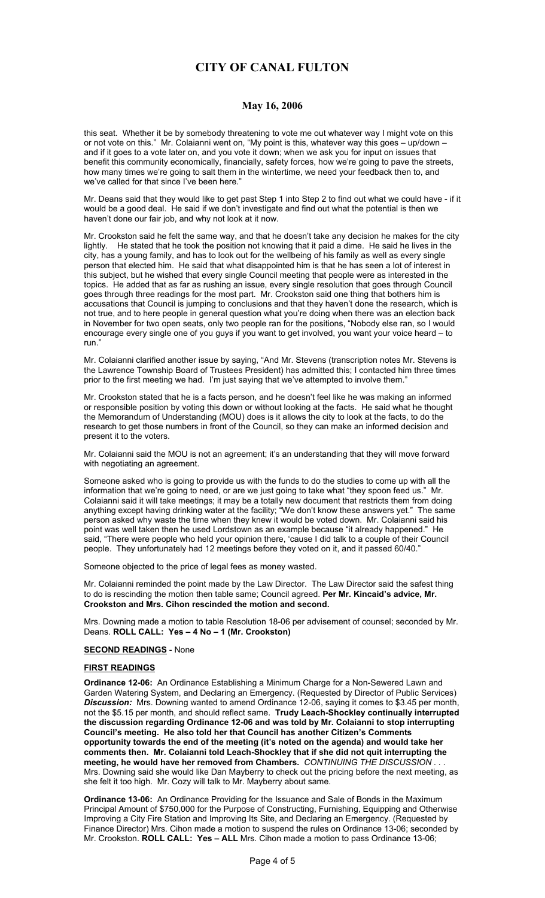this seat. Whether it be by somebody threatening to vote me out whatever way I might vote on this or not vote on this." Mr. Colaianni went on, "My point is this, whatever way this goes – up/down – and if it goes to a vote later on, and you vote it down; when we ask you for input on issues that benefit this community economically, financially, safety forces, how we're going to pave the streets, how many times we're going to salt them in the wintertime, we need your feedback then to, and we've called for that since I've been here."

Mr. Deans said that they would like to get past Step 1 into Step 2 to find out what we could have - if it would be a good deal. He said if we don't investigate and find out what the potential is then we haven't done our fair job, and why not look at it now.

Mr. Crookston said he felt the same way, and that he doesn't take any decision he makes for the city lightly. He stated that he took the position not knowing that it paid a dime. He said he lives in the city, has a young family, and has to look out for the wellbeing of his family as well as every single person that elected him. He said that what disappointed him is that he has seen a lot of interest in this subject, but he wished that every single Council meeting that people were as interested in the topics. He added that as far as rushing an issue, every single resolution that goes through Council goes through three readings for the most part. Mr. Crookston said one thing that bothers him is accusations that Council is jumping to conclusions and that they haven't done the research, which is not true, and to here people in general question what you're doing when there was an election back in November for two open seats, only two people ran for the positions, "Nobody else ran, so I would encourage every single one of you guys if you want to get involved, you want your voice heard – to run."

Mr. Colaianni clarified another issue by saying, "And Mr. Stevens (transcription notes Mr. Stevens is the Lawrence Township Board of Trustees President) has admitted this; I contacted him three times prior to the first meeting we had. I'm just saying that we've attempted to involve them."

Mr. Crookston stated that he is a facts person, and he doesn't feel like he was making an informed or responsible position by voting this down or without looking at the facts. He said what he thought the Memorandum of Understanding (MOU) does is it allows the city to look at the facts, to do the research to get those numbers in front of the Council, so they can make an informed decision and present it to the voters.

Mr. Colaianni said the MOU is not an agreement; it's an understanding that they will move forward with negotiating an agreement.

Someone asked who is going to provide us with the funds to do the studies to come up with all the information that we're going to need, or are we just going to take what "they spoon feed us." Mr. Colaianni said it will take meetings; it may be a totally new document that restricts them from doing anything except having drinking water at the facility; "We don't know these answers yet." The same person asked why waste the time when they knew it would be voted down. Mr. Colaianni said his point was well taken then he used Lordstown as an example because "it already happened." He said, "There were people who held your opinion there, 'cause I did talk to a couple of their Council people. They unfortunately had 12 meetings before they voted on it, and it passed 60/40."

Someone objected to the price of legal fees as money wasted.

Mr. Colaianni reminded the point made by the Law Director. The Law Director said the safest thing to do is rescinding the motion then table same; Council agreed. **Per Mr. Kincaid's advice, Mr. Crookston and Mrs. Cihon rescinded the motion and second.**

Mrs. Downing made a motion to table Resolution 18-06 per advisement of counsel; seconded by Mr. Deans. **ROLL CALL: Yes – 4 No – 1 (Mr. Crookston)**

**SECOND READINGS** - None

**FIRST READINGS**

**Ordinance 12-06:** An Ordinance Establishing a Minimum Charge for a Non-Sewered Lawn and Garden Watering System, and Declaring an Emergency. (Requested by Director of Public Services) ***Discussion:*** Mrs. Downing wanted to amend Ordinance 12-06, saying it comes to $3.45 per month, not the $5.15 per month, and should reflect same. **Trudy Leach-Shockley continually interrupted the discussion regarding Ordinance 12-06 and was told by Mr. Colaianni to stop interrupting Council's meeting. He also told her that Council has another Citizen's Comments opportunity towards the end of the meeting (it's noted on the agenda) and would take her comments then. Mr. Colaianni told Leach-Shockley that if she did not quit interrupting the meeting, he would have her removed from Chambers.** *CONTINUING THE DISCUSSION . . .* Mrs. Downing said she would like Dan Mayberry to check out the pricing before the next meeting, as she felt it too high. Mr. Cozy will talk to Mr. Mayberry about same.

**Ordinance 13-06:** An Ordinance Providing for the Issuance and Sale of Bonds in the Maximum Principal Amount of $750,000 for the Purpose of Constructing, Furnishing, Equipping and Otherwise Improving a City Fire Station and Improving Its Site, and Declaring an Emergency. (Requested by Finance Director) Mrs. Cihon made a motion to suspend the rules on Ordinance 13-06; seconded by Mr. Crookston. **ROLL CALL: Yes – ALL** Mrs. Cihon made a motion to pass Ordinance 13-06;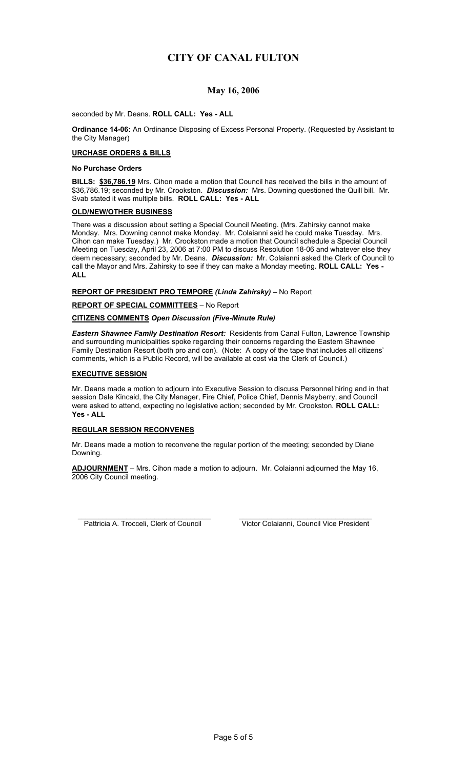# CITY OF CANAL FULTON

## May 16, 2006

seconded by Mr. Deans. **ROLL CALL: Yes - ALL**

**Ordinance 14-06:** An Ordinance Disposing of Excess Personal Property. (Requested by Assistant to the City Manager)

### URCHASE ORDERS & BILLS

**No Purchase Orders**

**BILLS: $36,786.19** Mrs. Cihon made a motion that Council has received the bills in the amount of $36,786.19; seconded by Mr. Crookston. ***Discussion:*** Mrs. Downing questioned the Quill bill. Mr. Svab stated it was multiple bills. **ROLL CALL: Yes - ALL**

### OLD/NEW/OTHER BUSINESS

There was a discussion about setting a Special Council Meeting. (Mrs. Zahirsky cannot make Monday. Mrs. Downing cannot make Monday. Mr. Colaianni said he could make Tuesday. Mrs. Cihon can make Tuesday.) Mr. Crookston made a motion that Council schedule a Special Council Meeting on Tuesday, April 23, 2006 at 7:00 PM to discuss Resolution 18-06 and whatever else they deem necessary; seconded by Mr. Deans. ***Discussion:*** Mr. Colaianni asked the Clerk of Council to call the Mayor and Mrs. Zahirsky to see if they can make a Monday meeting. **ROLL CALL: Yes - ALL**

### REPORT OF PRESIDENT PRO TEMPORE *(Linda Zahirsky)* – No Report

### REPORT OF SPECIAL COMMITTEES – No Report

### CITIZENS COMMENTS *Open Discussion (Five-Minute Rule)*

***Eastern Shawnee Family Destination Resort:*** Residents from Canal Fulton, Lawrence Township and surrounding municipalities spoke regarding their concerns regarding the Eastern Shawnee Family Destination Resort (both pro and con). (Note: A copy of the tape that includes all citizens' comments, which is a Public Record, will be available at cost via the Clerk of Council.)

### EXECUTIVE SESSION

Mr. Deans made a motion to adjourn into Executive Session to discuss Personnel hiring and in that session Dale Kincaid, the City Manager, Fire Chief, Police Chief, Dennis Mayberry, and Council were asked to attend, expecting no legislative action; seconded by Mr. Crookston. **ROLL CALL: Yes - ALL**

### REGULAR SESSION RECONVENES

Mr. Deans made a motion to reconvene the regular portion of the meeting; seconded by Diane Downing.

**ADJOURNMENT** – Mrs. Cihon made a motion to adjourn. Mr. Colaianni adjourned the May 16, 2006 City Council meeting.

\_\_\_\_\_\_\_\_\_\_\_\_\_\_\_\_\_\_\_\_\_\_\_\_\_\_\_\_\_\_\_\_
Pattricia A. Trocceli, Clerk of Council

\_\_\_\_\_\_\_\_\_\_\_\_\_\_\_\_\_\_\_\_\_\_\_\_\_\_\_\_\_\_\_\_
Victor Colaianni, Council Vice President